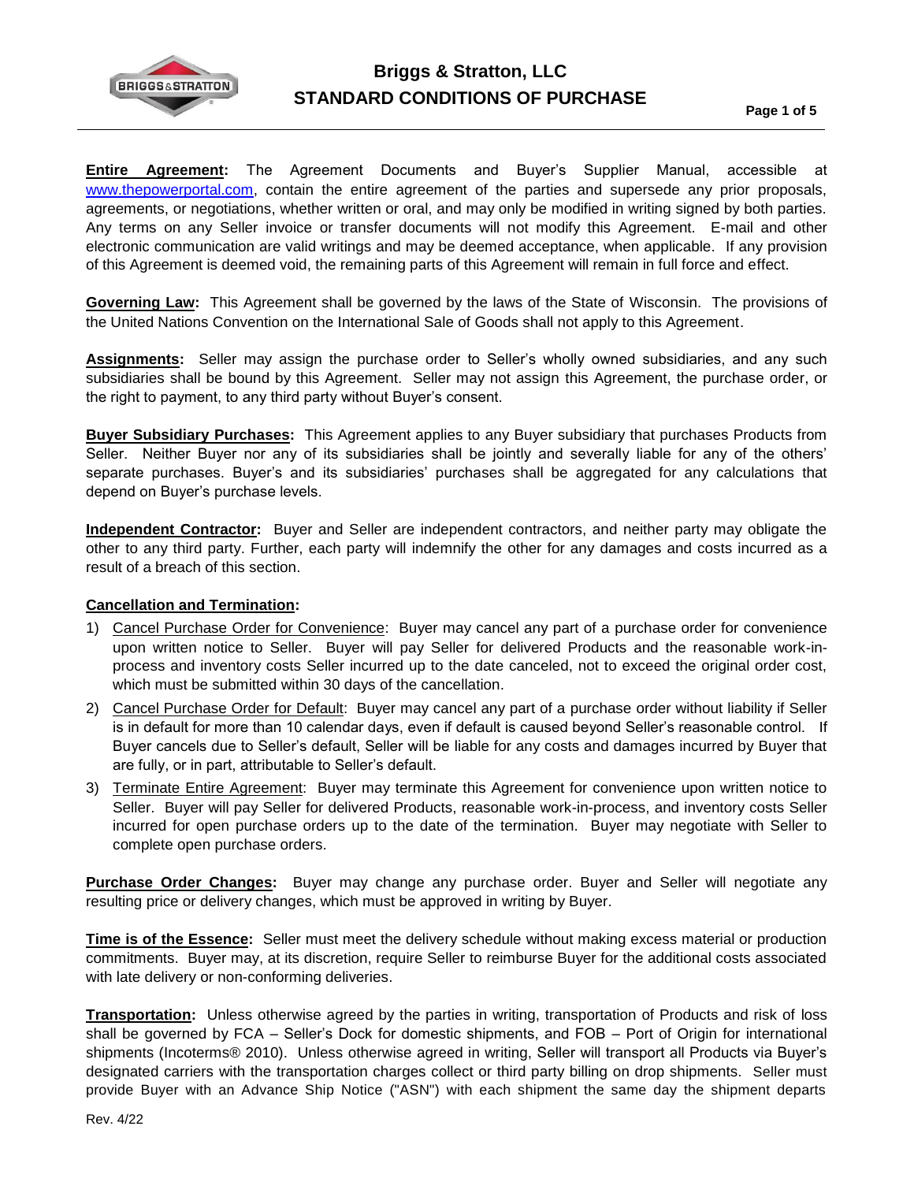# Briggs & Stratton, LLC
## STANDARD CONDITIONS OF PURCHASE

**Entire Agreement:** The Agreement Documents and Buyer's Supplier Manual, accessible at www.thepowerportal.com, contain the entire agreement of the parties and supersede any prior proposals, agreements, or negotiations, whether written or oral, and may only be modified in writing signed by both parties. Any terms on any Seller invoice or transfer documents will not modify this Agreement. E-mail and other electronic communication are valid writings and may be deemed acceptance, when applicable. If any provision of this Agreement is deemed void, the remaining parts of this Agreement will remain in full force and effect.

**Governing Law:** This Agreement shall be governed by the laws of the State of Wisconsin. The provisions of the United Nations Convention on the International Sale of Goods shall not apply to this Agreement.

**Assignments:** Seller may assign the purchase order to Seller's wholly owned subsidiaries, and any such subsidiaries shall be bound by this Agreement. Seller may not assign this Agreement, the purchase order, or the right to payment, to any third party without Buyer's consent.

**Buyer Subsidiary Purchases:** This Agreement applies to any Buyer subsidiary that purchases Products from Seller. Neither Buyer nor any of its subsidiaries shall be jointly and severally liable for any of the others' separate purchases. Buyer's and its subsidiaries' purchases shall be aggregated for any calculations that depend on Buyer's purchase levels.

**Independent Contractor:** Buyer and Seller are independent contractors, and neither party may obligate the other to any third party. Further, each party will indemnify the other for any damages and costs incurred as a result of a breach of this section.

**Cancellation and Termination:**

1) Cancel Purchase Order for Convenience: Buyer may cancel any part of a purchase order for convenience upon written notice to Seller. Buyer will pay Seller for delivered Products and the reasonable work-in-process and inventory costs Seller incurred up to the date canceled, not to exceed the original order cost, which must be submitted within 30 days of the cancellation.
2) Cancel Purchase Order for Default: Buyer may cancel any part of a purchase order without liability if Seller is in default for more than 10 calendar days, even if default is caused beyond Seller's reasonable control. If Buyer cancels due to Seller's default, Seller will be liable for any costs and damages incurred by Buyer that are fully, or in part, attributable to Seller's default.
3) Terminate Entire Agreement: Buyer may terminate this Agreement for convenience upon written notice to Seller. Buyer will pay Seller for delivered Products, reasonable work-in-process, and inventory costs Seller incurred for open purchase orders up to the date of the termination. Buyer may negotiate with Seller to complete open purchase orders.

**Purchase Order Changes:** Buyer may change any purchase order. Buyer and Seller will negotiate any resulting price or delivery changes, which must be approved in writing by Buyer.

**Time is of the Essence:** Seller must meet the delivery schedule without making excess material or production commitments. Buyer may, at its discretion, require Seller to reimburse Buyer for the additional costs associated with late delivery or non-conforming deliveries.

**Transportation:** Unless otherwise agreed by the parties in writing, transportation of Products and risk of loss shall be governed by FCA – Seller's Dock for domestic shipments, and FOB – Port of Origin for international shipments (Incoterms® 2010). Unless otherwise agreed in writing, Seller will transport all Products via Buyer's designated carriers with the transportation charges collect or third party billing on drop shipments. Seller must provide Buyer with an Advance Ship Notice ("ASN") with each shipment the same day the shipment departs

Rev. 4/22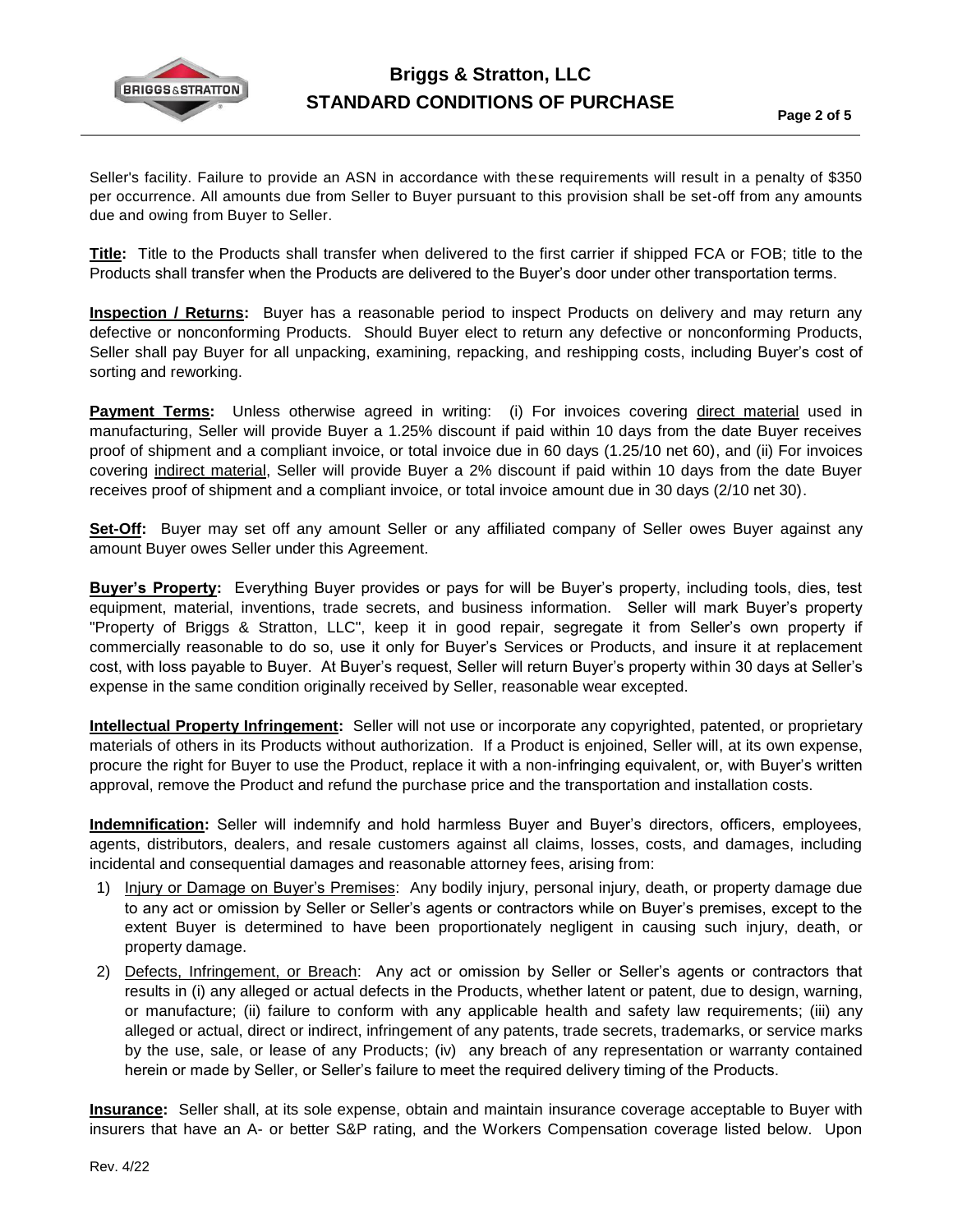Seller's facility. Failure to provide an ASN in accordance with these requirements will result in a penalty of $350 per occurrence. All amounts due from Seller to Buyer pursuant to this provision shall be set-off from any amounts due and owing from Buyer to Seller.

**Title:** Title to the Products shall transfer when delivered to the first carrier if shipped FCA or FOB; title to the Products shall transfer when the Products are delivered to the Buyer's door under other transportation terms.

**Inspection / Returns:** Buyer has a reasonable period to inspect Products on delivery and may return any defective or nonconforming Products. Should Buyer elect to return any defective or nonconforming Products, Seller shall pay Buyer for all unpacking, examining, repacking, and reshipping costs, including Buyer's cost of sorting and reworking.

**Payment Terms:** Unless otherwise agreed in writing: (i) For invoices covering direct material used in manufacturing, Seller will provide Buyer a 1.25% discount if paid within 10 days from the date Buyer receives proof of shipment and a compliant invoice, or total invoice due in 60 days (1.25/10 net 60), and (ii) For invoices covering indirect material, Seller will provide Buyer a 2% discount if paid within 10 days from the date Buyer receives proof of shipment and a compliant invoice, or total invoice amount due in 30 days (2/10 net 30).

**Set-Off:** Buyer may set off any amount Seller or any affiliated company of Seller owes Buyer against any amount Buyer owes Seller under this Agreement.

**Buyer's Property:** Everything Buyer provides or pays for will be Buyer's property, including tools, dies, test equipment, material, inventions, trade secrets, and business information. Seller will mark Buyer's property "Property of Briggs & Stratton, LLC", keep it in good repair, segregate it from Seller's own property if commercially reasonable to do so, use it only for Buyer's Services or Products, and insure it at replacement cost, with loss payable to Buyer. At Buyer's request, Seller will return Buyer's property within 30 days at Seller's expense in the same condition originally received by Seller, reasonable wear excepted.

**Intellectual Property Infringement:** Seller will not use or incorporate any copyrighted, patented, or proprietary materials of others in its Products without authorization. If a Product is enjoined, Seller will, at its own expense, procure the right for Buyer to use the Product, replace it with a non-infringing equivalent, or, with Buyer's written approval, remove the Product and refund the purchase price and the transportation and installation costs.

**Indemnification:** Seller will indemnify and hold harmless Buyer and Buyer's directors, officers, employees, agents, distributors, dealers, and resale customers against all claims, losses, costs, and damages, including incidental and consequential damages and reasonable attorney fees, arising from:

1) Injury or Damage on Buyer's Premises: Any bodily injury, personal injury, death, or property damage due to any act or omission by Seller or Seller's agents or contractors while on Buyer's premises, except to the extent Buyer is determined to have been proportionately negligent in causing such injury, death, or property damage.
2) Defects, Infringement, or Breach: Any act or omission by Seller or Seller's agents or contractors that results in (i) any alleged or actual defects in the Products, whether latent or patent, due to design, warning, or manufacture; (ii) failure to conform with any applicable health and safety law requirements; (iii) any alleged or actual, direct or indirect, infringement of any patents, trade secrets, trademarks, or service marks by the use, sale, or lease of any Products; (iv) any breach of any representation or warranty contained herein or made by Seller, or Seller's failure to meet the required delivery timing of the Products.

**Insurance:** Seller shall, at its sole expense, obtain and maintain insurance coverage acceptable to Buyer with insurers that have an A- or better S&P rating, and the Workers Compensation coverage listed below. Upon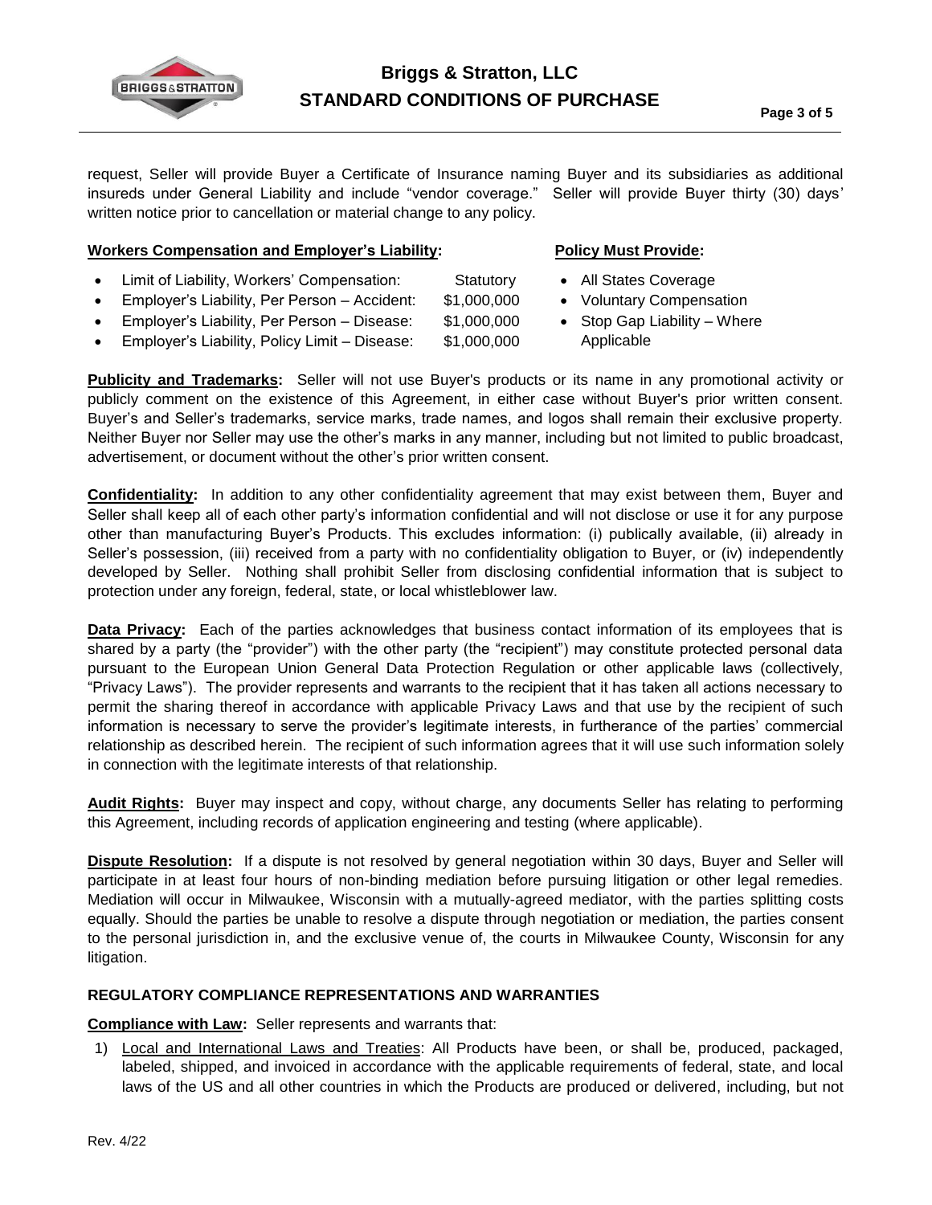request, Seller will provide Buyer a Certificate of Insurance naming Buyer and its subsidiaries as additional insureds under General Liability and include "vendor coverage." Seller will provide Buyer thirty (30) days' written notice prior to cancellation or material change to any policy.

**Workers Compensation and Employer's Liability:**

- Limit of Liability, Workers' Compensation: Statutory
- Employer's Liability, Per Person – Accident: $1,000,000
- Employer's Liability, Per Person – Disease: $1,000,000
- Employer's Liability, Policy Limit – Disease: $1,000,000

**Policy Must Provide:**

- All States Coverage
- Voluntary Compensation
- Stop Gap Liability – Where Applicable

**Publicity and Trademarks:** Seller will not use Buyer's products or its name in any promotional activity or publicly comment on the existence of this Agreement, in either case without Buyer's prior written consent. Buyer's and Seller's trademarks, service marks, trade names, and logos shall remain their exclusive property. Neither Buyer nor Seller may use the other's marks in any manner, including but not limited to public broadcast, advertisement, or document without the other's prior written consent.

**Confidentiality:** In addition to any other confidentiality agreement that may exist between them, Buyer and Seller shall keep all of each other party's information confidential and will not disclose or use it for any purpose other than manufacturing Buyer's Products. This excludes information: (i) publically available, (ii) already in Seller's possession, (iii) received from a party with no confidentiality obligation to Buyer, or (iv) independently developed by Seller. Nothing shall prohibit Seller from disclosing confidential information that is subject to protection under any foreign, federal, state, or local whistleblower law.

**Data Privacy:** Each of the parties acknowledges that business contact information of its employees that is shared by a party (the "provider") with the other party (the "recipient") may constitute protected personal data pursuant to the European Union General Data Protection Regulation or other applicable laws (collectively, "Privacy Laws"). The provider represents and warrants to the recipient that it has taken all actions necessary to permit the sharing thereof in accordance with applicable Privacy Laws and that use by the recipient of such information is necessary to serve the provider's legitimate interests, in furtherance of the parties' commercial relationship as described herein. The recipient of such information agrees that it will use such information solely in connection with the legitimate interests of that relationship.

**Audit Rights:** Buyer may inspect and copy, without charge, any documents Seller has relating to performing this Agreement, including records of application engineering and testing (where applicable).

**Dispute Resolution:** If a dispute is not resolved by general negotiation within 30 days, Buyer and Seller will participate in at least four hours of non-binding mediation before pursuing litigation or other legal remedies. Mediation will occur in Milwaukee, Wisconsin with a mutually-agreed mediator, with the parties splitting costs equally. Should the parties be unable to resolve a dispute through negotiation or mediation, the parties consent to the personal jurisdiction in, and the exclusive venue of, the courts in Milwaukee County, Wisconsin for any litigation.

## REGULATORY COMPLIANCE REPRESENTATIONS AND WARRANTIES

**Compliance with Law:** Seller represents and warrants that:

1) Local and International Laws and Treaties: All Products have been, or shall be, produced, packaged, labeled, shipped, and invoiced in accordance with the applicable requirements of federal, state, and local laws of the US and all other countries in which the Products are produced or delivered, including, but not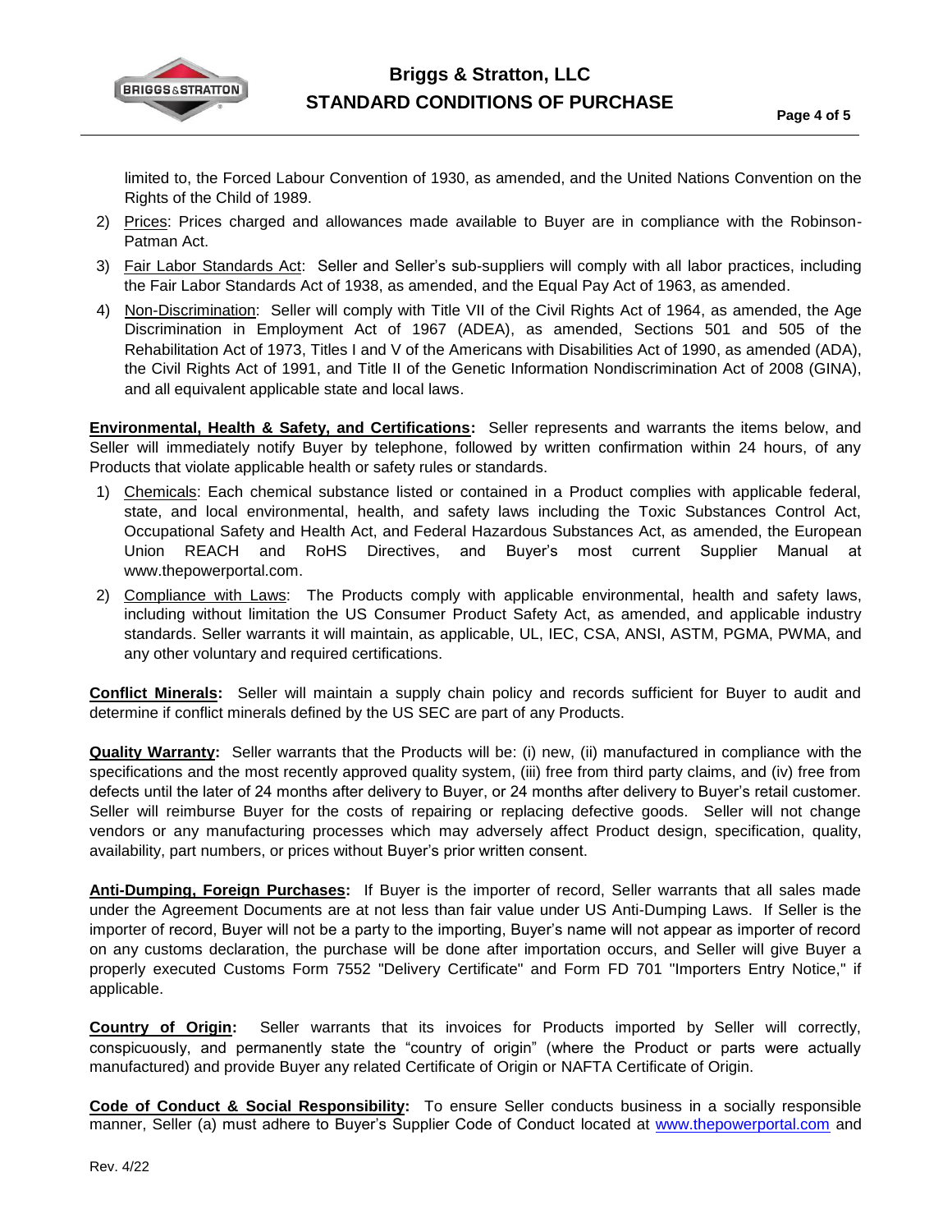limited to, the Forced Labour Convention of 1930, as amended, and the United Nations Convention on the Rights of the Child of 1989.

2) Prices: Prices charged and allowances made available to Buyer are in compliance with the Robinson-Patman Act.
3) Fair Labor Standards Act: Seller and Seller's sub-suppliers will comply with all labor practices, including the Fair Labor Standards Act of 1938, as amended, and the Equal Pay Act of 1963, as amended.
4) Non-Discrimination: Seller will comply with Title VII of the Civil Rights Act of 1964, as amended, the Age Discrimination in Employment Act of 1967 (ADEA), as amended, Sections 501 and 505 of the Rehabilitation Act of 1973, Titles I and V of the Americans with Disabilities Act of 1990, as amended (ADA), the Civil Rights Act of 1991, and Title II of the Genetic Information Nondiscrimination Act of 2008 (GINA), and all equivalent applicable state and local laws.

**Environmental, Health & Safety, and Certifications:** Seller represents and warrants the items below, and Seller will immediately notify Buyer by telephone, followed by written confirmation within 24 hours, of any Products that violate applicable health or safety rules or standards.

1) Chemicals: Each chemical substance listed or contained in a Product complies with applicable federal, state, and local environmental, health, and safety laws including the Toxic Substances Control Act, Occupational Safety and Health Act, and Federal Hazardous Substances Act, as amended, the European Union REACH and RoHS Directives, and Buyer's most current Supplier Manual at www.thepowerportal.com.
2) Compliance with Laws: The Products comply with applicable environmental, health and safety laws, including without limitation the US Consumer Product Safety Act, as amended, and applicable industry standards. Seller warrants it will maintain, as applicable, UL, IEC, CSA, ANSI, ASTM, PGMA, PWMA, and any other voluntary and required certifications.

**Conflict Minerals:** Seller will maintain a supply chain policy and records sufficient for Buyer to audit and determine if conflict minerals defined by the US SEC are part of any Products.

**Quality Warranty:** Seller warrants that the Products will be: (i) new, (ii) manufactured in compliance with the specifications and the most recently approved quality system, (iii) free from third party claims, and (iv) free from defects until the later of 24 months after delivery to Buyer, or 24 months after delivery to Buyer's retail customer. Seller will reimburse Buyer for the costs of repairing or replacing defective goods. Seller will not change vendors or any manufacturing processes which may adversely affect Product design, specification, quality, availability, part numbers, or prices without Buyer's prior written consent.

**Anti-Dumping, Foreign Purchases:** If Buyer is the importer of record, Seller warrants that all sales made under the Agreement Documents are at not less than fair value under US Anti-Dumping Laws. If Seller is the importer of record, Buyer will not be a party to the importing, Buyer's name will not appear as importer of record on any customs declaration, the purchase will be done after importation occurs, and Seller will give Buyer a properly executed Customs Form 7552 "Delivery Certificate" and Form FD 701 "Importers Entry Notice," if applicable.

**Country of Origin:** Seller warrants that its invoices for Products imported by Seller will correctly, conspicuously, and permanently state the "country of origin" (where the Product or parts were actually manufactured) and provide Buyer any related Certificate of Origin or NAFTA Certificate of Origin.

**Code of Conduct & Social Responsibility:** To ensure Seller conducts business in a socially responsible manner, Seller (a) must adhere to Buyer's Supplier Code of Conduct located at www.thepowerportal.com and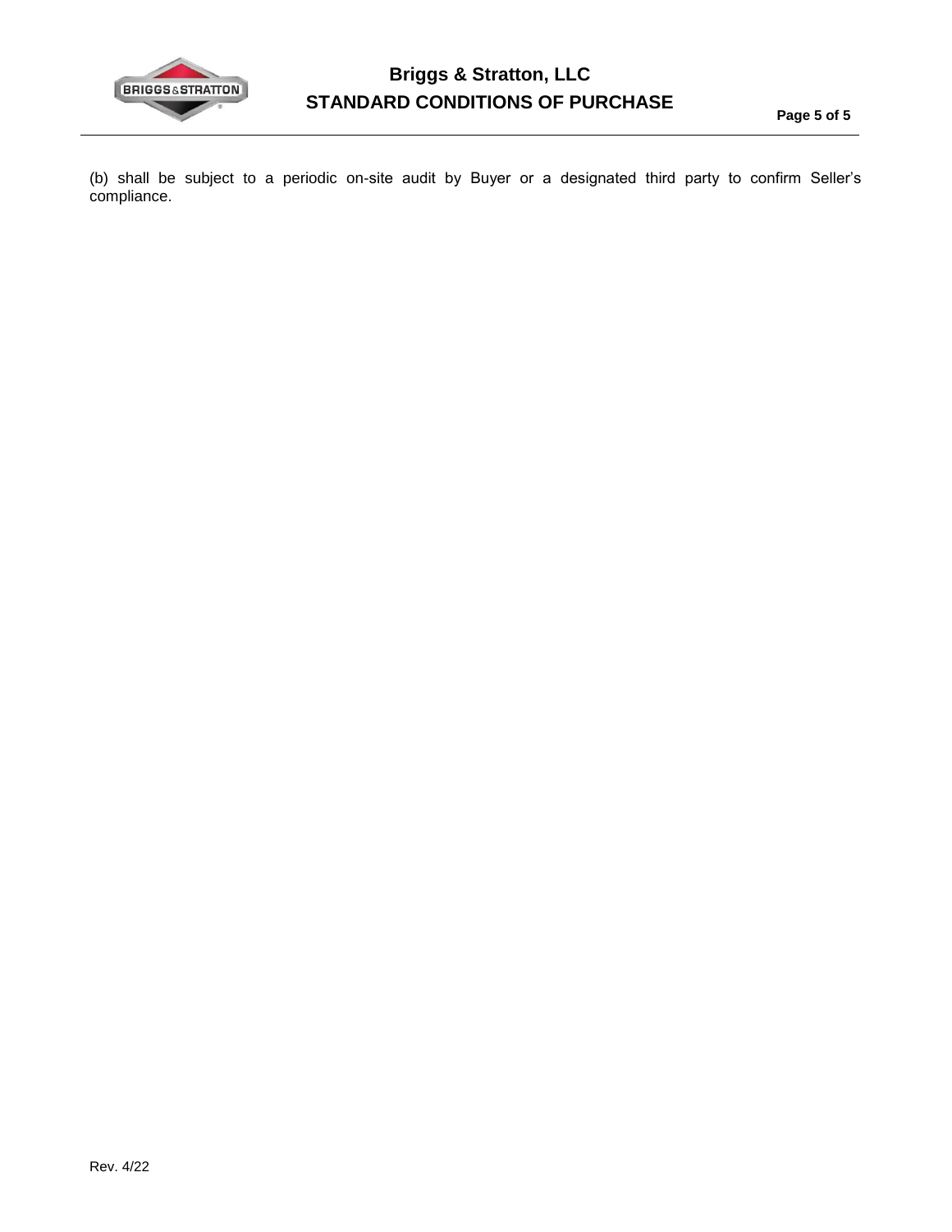(b) shall be subject to a periodic on-site audit by Buyer or a designated third party to confirm Seller's compliance.